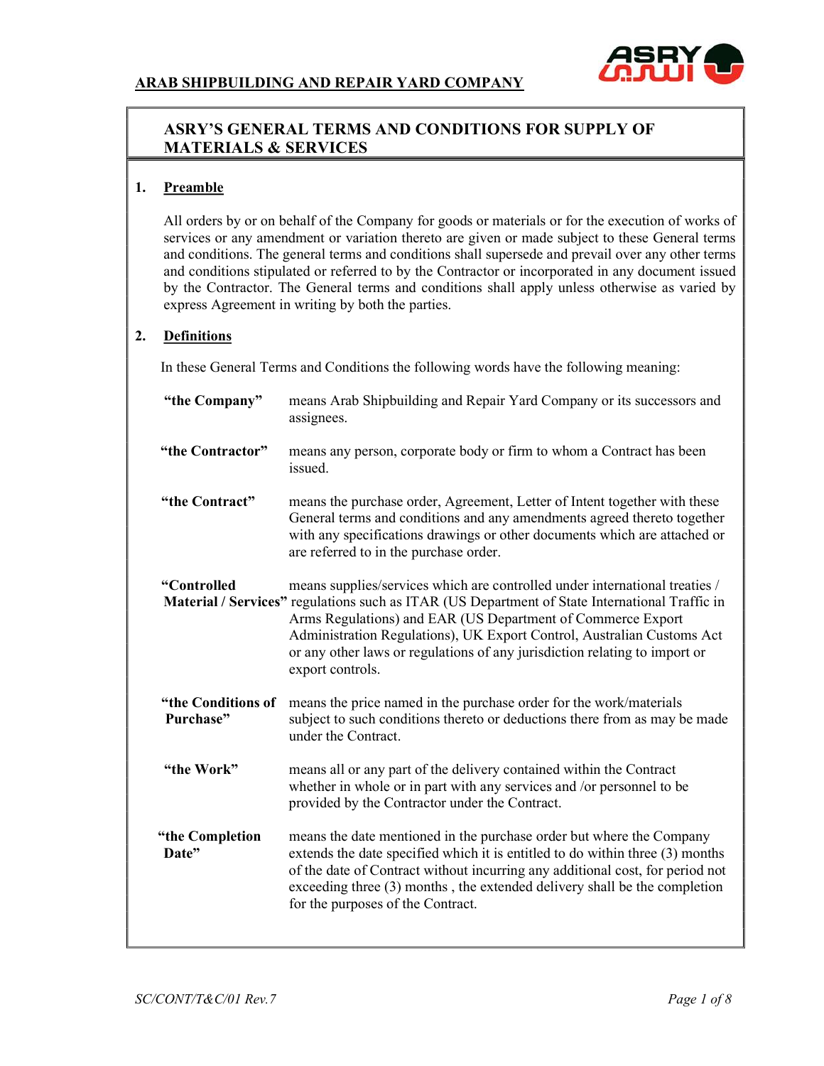ARAB SHIPBUILDING AND REPAIR YARD COMPANY

# ASRY'S GENERAL TERMS AND CONDITIONS FOR SUPPLY OF MATERIALS & SERVICES

## 1. Preamble

All orders by or on behalf of the Company for goods or materials or for the execution of works of services or any amendment or variation thereto are given or made subject to these General terms and conditions. The general terms and conditions shall supersede and prevail over any other terms and conditions stipulated or referred to by the Contractor or incorporated in any document issued by the Contractor. The General terms and conditions shall apply unless otherwise as varied by express Agreement in writing by both the parties.

## 2. Definitions

In these General Terms and Conditions the following words have the following meaning:

**"the Company"** means Arab Shipbuilding and Repair Yard Company or its successors and assignees.

**"the Contractor"** means any person, corporate body or firm to whom a Contract has been issued.

**"the Contract"** means the purchase order, Agreement, Letter of Intent together with these General terms and conditions and any amendments agreed thereto together with any specifications drawings or other documents which are attached or are referred to in the purchase order.

**"Controlled Material / Services"** means supplies/services which are controlled under international treaties / regulations such as ITAR (US Department of State International Traffic in Arms Regulations) and EAR (US Department of Commerce Export Administration Regulations), UK Export Control, Australian Customs Act or any other laws or regulations of any jurisdiction relating to import or export controls.

**"the Conditions of Purchase"** means the price named in the purchase order for the work/materials subject to such conditions thereto or deductions there from as may be made under the Contract.

**"the Work"** means all or any part of the delivery contained within the Contract whether in whole or in part with any services and /or personnel to be provided by the Contractor under the Contract.

**"the Completion Date"** means the date mentioned in the purchase order but where the Company extends the date specified which it is entitled to do within three (3) months of the date of Contract without incurring any additional cost, for period not exceeding three (3) months , the extended delivery shall be the completion for the purposes of the Contract.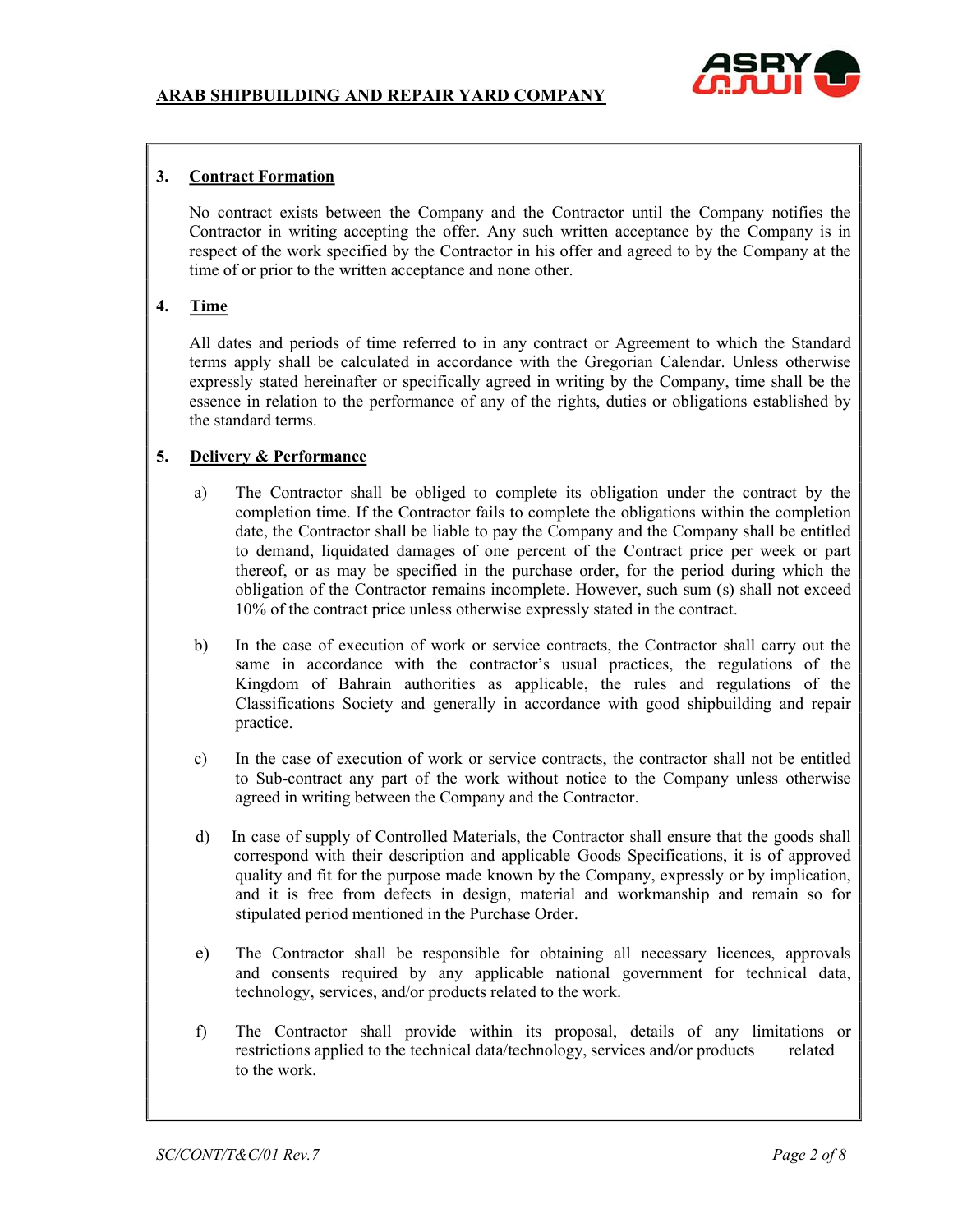## 3. Contract Formation

No contract exists between the Company and the Contractor until the Company notifies the Contractor in writing accepting the offer. Any such written acceptance by the Company is in respect of the work specified by the Contractor in his offer and agreed to by the Company at the time of or prior to the written acceptance and none other.

## 4. Time

All dates and periods of time referred to in any contract or Agreement to which the Standard terms apply shall be calculated in accordance with the Gregorian Calendar. Unless otherwise expressly stated hereinafter or specifically agreed in writing by the Company, time shall be the essence in relation to the performance of any of the rights, duties or obligations established by the standard terms.

## 5. Delivery & Performance

a) The Contractor shall be obliged to complete its obligation under the contract by the completion time. If the Contractor fails to complete the obligations within the completion date, the Contractor shall be liable to pay the Company and the Company shall be entitled to demand, liquidated damages of one percent of the Contract price per week or part thereof, or as may be specified in the purchase order, for the period during which the obligation of the Contractor remains incomplete. However, such sum (s) shall not exceed 10% of the contract price unless otherwise expressly stated in the contract.

b) In the case of execution of work or service contracts, the Contractor shall carry out the same in accordance with the contractor's usual practices, the regulations of the Kingdom of Bahrain authorities as applicable, the rules and regulations of the Classifications Society and generally in accordance with good shipbuilding and repair practice.

c) In the case of execution of work or service contracts, the contractor shall not be entitled to Sub-contract any part of the work without notice to the Company unless otherwise agreed in writing between the Company and the Contractor.

d) In case of supply of Controlled Materials, the Contractor shall ensure that the goods shall correspond with their description and applicable Goods Specifications, it is of approved quality and fit for the purpose made known by the Company, expressly or by implication, and it is free from defects in design, material and workmanship and remain so for stipulated period mentioned in the Purchase Order.

e) The Contractor shall be responsible for obtaining all necessary licences, approvals and consents required by any applicable national government for technical data, technology, services, and/or products related to the work.

f) The Contractor shall provide within its proposal, details of any limitations or restrictions applied to the technical data/technology, services and/or products related to the work.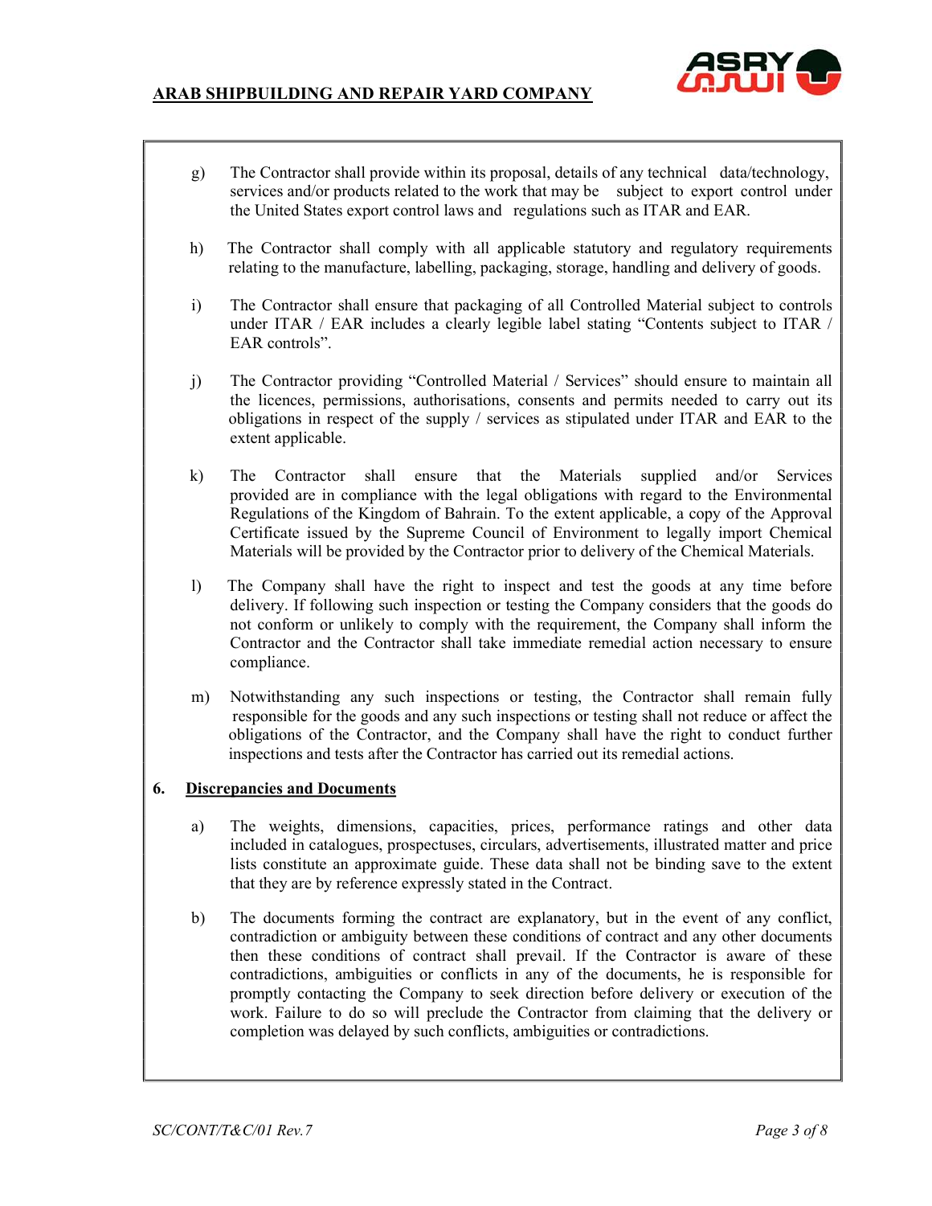g) The Contractor shall provide within its proposal, details of any technical data/technology, services and/or products related to the work that may be subject to export control under the United States export control laws and regulations such as ITAR and EAR.

h) The Contractor shall comply with all applicable statutory and regulatory requirements relating to the manufacture, labelling, packaging, storage, handling and delivery of goods.

i) The Contractor shall ensure that packaging of all Controlled Material subject to controls under ITAR / EAR includes a clearly legible label stating "Contents subject to ITAR / EAR controls".

j) The Contractor providing "Controlled Material / Services" should ensure to maintain all the licences, permissions, authorisations, consents and permits needed to carry out its obligations in respect of the supply / services as stipulated under ITAR and EAR to the extent applicable.

k) The Contractor shall ensure that the Materials supplied and/or Services provided are in compliance with the legal obligations with regard to the Environmental Regulations of the Kingdom of Bahrain. To the extent applicable, a copy of the Approval Certificate issued by the Supreme Council of Environment to legally import Chemical Materials will be provided by the Contractor prior to delivery of the Chemical Materials.

l) The Company shall have the right to inspect and test the goods at any time before delivery. If following such inspection or testing the Company considers that the goods do not conform or unlikely to comply with the requirement, the Company shall inform the Contractor and the Contractor shall take immediate remedial action necessary to ensure compliance.

m) Notwithstanding any such inspections or testing, the Contractor shall remain fully responsible for the goods and any such inspections or testing shall not reduce or affect the obligations of the Contractor, and the Company shall have the right to conduct further inspections and tests after the Contractor has carried out its remedial actions.

## 6. Discrepancies and Documents

a) The weights, dimensions, capacities, prices, performance ratings and other data included in catalogues, prospectuses, circulars, advertisements, illustrated matter and price lists constitute an approximate guide. These data shall not be binding save to the extent that they are by reference expressly stated in the Contract.

b) The documents forming the contract are explanatory, but in the event of any conflict, contradiction or ambiguity between these conditions of contract and any other documents then these conditions of contract shall prevail. If the Contractor is aware of these contradictions, ambiguities or conflicts in any of the documents, he is responsible for promptly contacting the Company to seek direction before delivery or execution of the work. Failure to do so will preclude the Contractor from claiming that the delivery or completion was delayed by such conflicts, ambiguities or contradictions.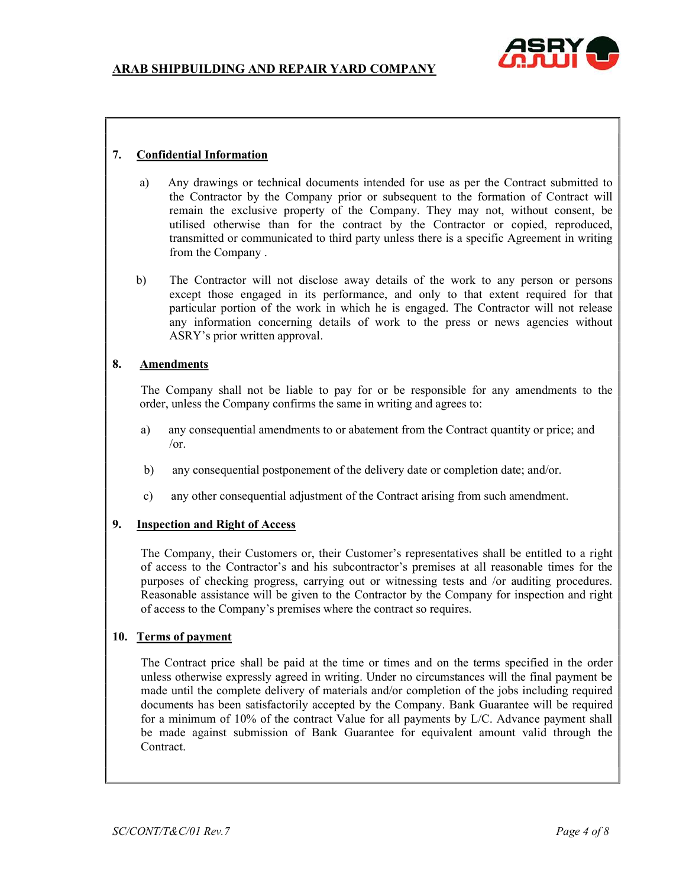## 7. Confidential Information

a) Any drawings or technical documents intended for use as per the Contract submitted to the Contractor by the Company prior or subsequent to the formation of Contract will remain the exclusive property of the Company. They may not, without consent, be utilised otherwise than for the contract by the Contractor or copied, reproduced, transmitted or communicated to third party unless there is a specific Agreement in writing from the Company .

b) The Contractor will not disclose away details of the work to any person or persons except those engaged in its performance, and only to that extent required for that particular portion of the work in which he is engaged. The Contractor will not release any information concerning details of work to the press or news agencies without ASRY's prior written approval.

## 8. Amendments

The Company shall not be liable to pay for or be responsible for any amendments to the order, unless the Company confirms the same in writing and agrees to:

a) any consequential amendments to or abatement from the Contract quantity or price; and /or.

b) any consequential postponement of the delivery date or completion date; and/or.

c) any other consequential adjustment of the Contract arising from such amendment.

## 9. Inspection and Right of Access

The Company, their Customers or, their Customer's representatives shall be entitled to a right of access to the Contractor's and his subcontractor's premises at all reasonable times for the purposes of checking progress, carrying out or witnessing tests and /or auditing procedures. Reasonable assistance will be given to the Contractor by the Company for inspection and right of access to the Company's premises where the contract so requires.

## 10. Terms of payment

The Contract price shall be paid at the time or times and on the terms specified in the order unless otherwise expressly agreed in writing. Under no circumstances will the final payment be made until the complete delivery of materials and/or completion of the jobs including required documents has been satisfactorily accepted by the Company. Bank Guarantee will be required for a minimum of 10% of the contract Value for all payments by L/C. Advance payment shall be made against submission of Bank Guarantee for equivalent amount valid through the Contract.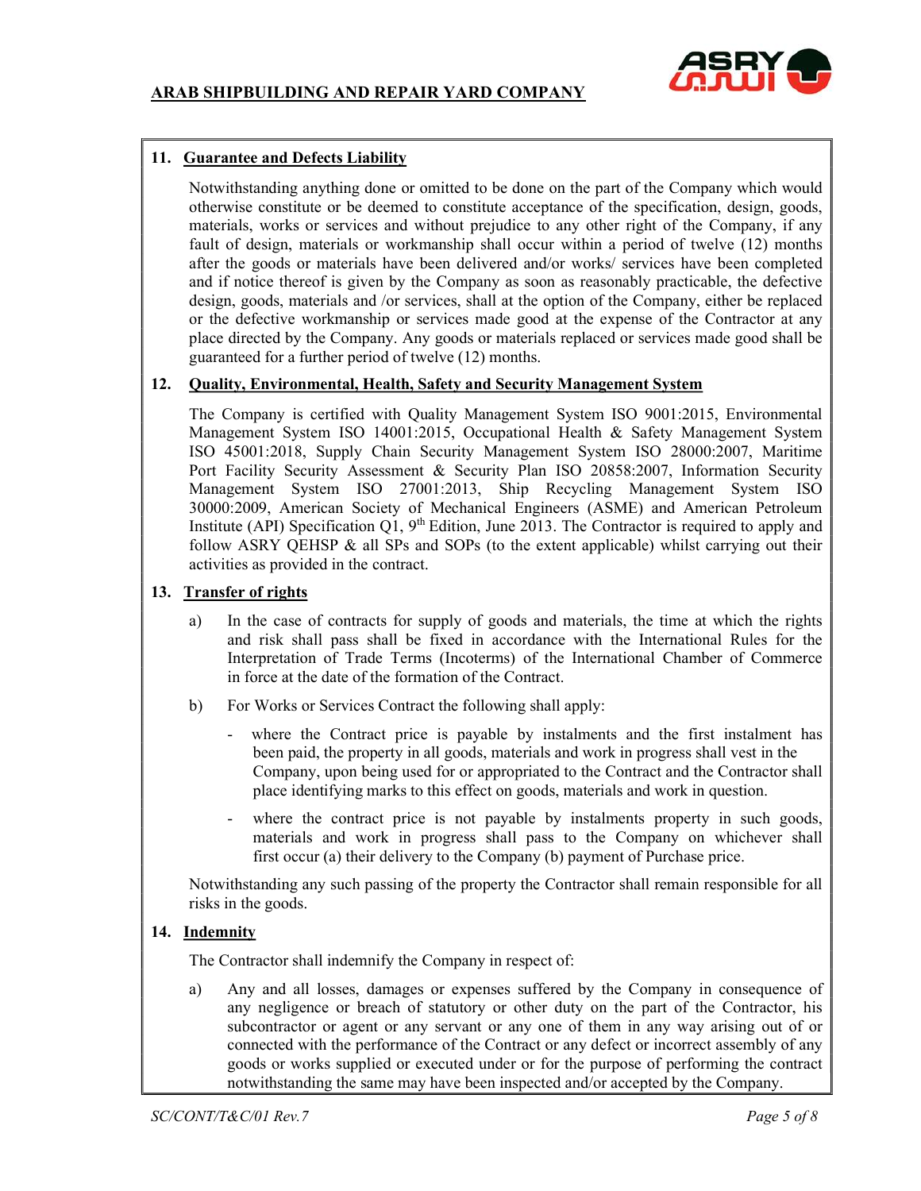## 11. Guarantee and Defects Liability

Notwithstanding anything done or omitted to be done on the part of the Company which would otherwise constitute or be deemed to constitute acceptance of the specification, design, goods, materials, works or services and without prejudice to any other right of the Company, if any fault of design, materials or workmanship shall occur within a period of twelve (12) months after the goods or materials have been delivered and/or works/ services have been completed and if notice thereof is given by the Company as soon as reasonably practicable, the defective design, goods, materials and /or services, shall at the option of the Company, either be replaced or the defective workmanship or services made good at the expense of the Contractor at any place directed by the Company. Any goods or materials replaced or services made good shall be guaranteed for a further period of twelve (12) months.

## 12. Quality, Environmental, Health, Safety and Security Management System

The Company is certified with Quality Management System ISO 9001:2015, Environmental Management System ISO 14001:2015, Occupational Health & Safety Management System ISO 45001:2018, Supply Chain Security Management System ISO 28000:2007, Maritime Port Facility Security Assessment & Security Plan ISO 20858:2007, Information Security Management System ISO 27001:2013, Ship Recycling Management System ISO 30000:2009, American Society of Mechanical Engineers (ASME) and American Petroleum Institute (API) Specification Q1, 9th Edition, June 2013. The Contractor is required to apply and follow ASRY QEHSP & all SPs and SOPs (to the extent applicable) whilst carrying out their activities as provided in the contract.

## 13. Transfer of rights

a) In the case of contracts for supply of goods and materials, the time at which the rights and risk shall pass shall be fixed in accordance with the International Rules for the Interpretation of Trade Terms (Incoterms) of the International Chamber of Commerce in force at the date of the formation of the Contract.

b) For Works or Services Contract the following shall apply:

- where the Contract price is payable by instalments and the first instalment has been paid, the property in all goods, materials and work in progress shall vest in the Company, upon being used for or appropriated to the Contract and the Contractor shall place identifying marks to this effect on goods, materials and work in question.
- where the contract price is not payable by instalments property in such goods, materials and work in progress shall pass to the Company on whichever shall first occur (a) their delivery to the Company (b) payment of Purchase price.

Notwithstanding any such passing of the property the Contractor shall remain responsible for all risks in the goods.

## 14. Indemnity

The Contractor shall indemnify the Company in respect of:

a) Any and all losses, damages or expenses suffered by the Company in consequence of any negligence or breach of statutory or other duty on the part of the Contractor, his subcontractor or agent or any servant or any one of them in any way arising out of or connected with the performance of the Contract or any defect or incorrect assembly of any goods or works supplied or executed under or for the purpose of performing the contract notwithstanding the same may have been inspected and/or accepted by the Company.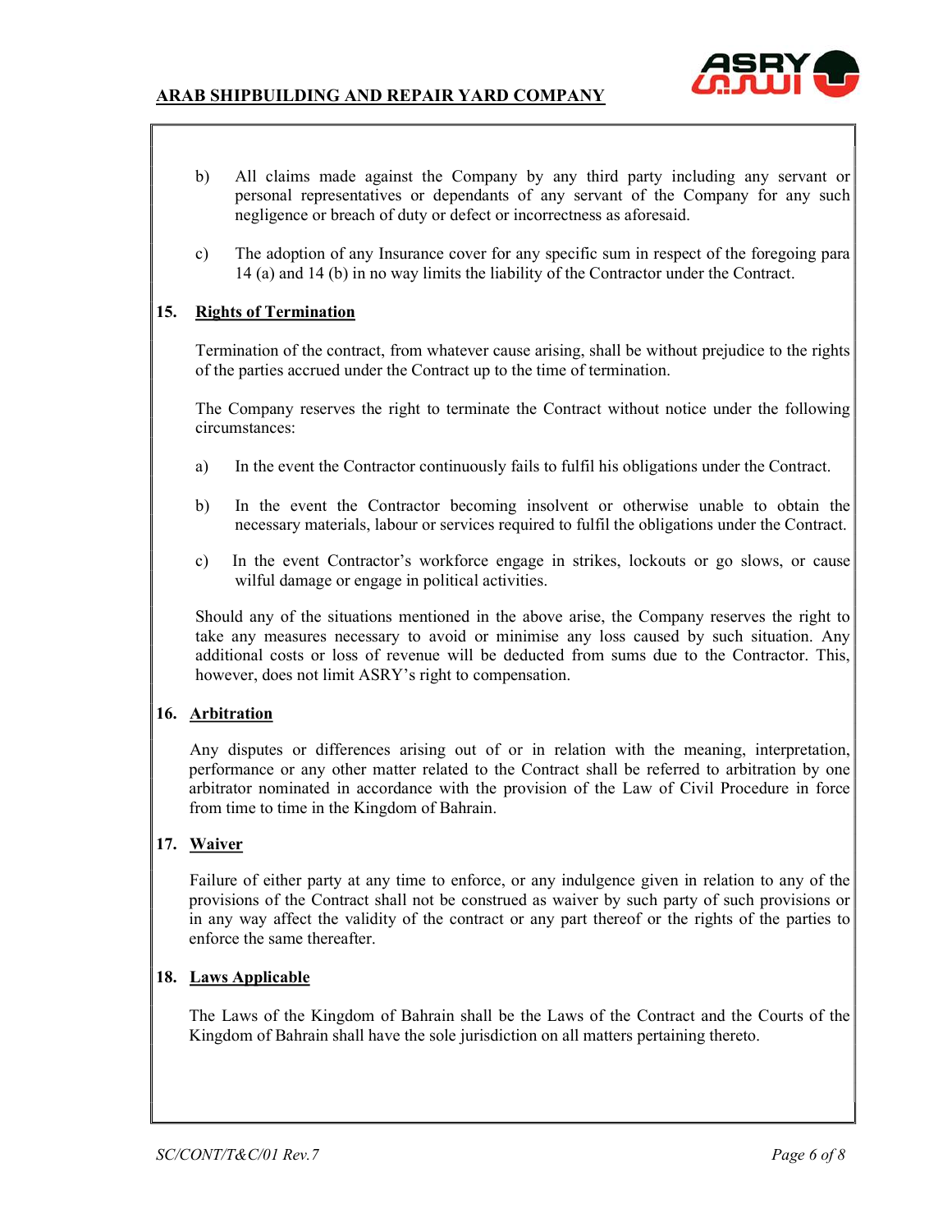b) All claims made against the Company by any third party including any servant or personal representatives or dependants of any servant of the Company for any such negligence or breach of duty or defect or incorrectness as aforesaid.

c) The adoption of any Insurance cover for any specific sum in respect of the foregoing para 14 (a) and 14 (b) in no way limits the liability of the Contractor under the Contract.

## 15. Rights of Termination

Termination of the contract, from whatever cause arising, shall be without prejudice to the rights of the parties accrued under the Contract up to the time of termination.

The Company reserves the right to terminate the Contract without notice under the following circumstances:

a) In the event the Contractor continuously fails to fulfil his obligations under the Contract.

b) In the event the Contractor becoming insolvent or otherwise unable to obtain the necessary materials, labour or services required to fulfil the obligations under the Contract.

c) In the event Contractor's workforce engage in strikes, lockouts or go slows, or cause wilful damage or engage in political activities.

Should any of the situations mentioned in the above arise, the Company reserves the right to take any measures necessary to avoid or minimise any loss caused by such situation. Any additional costs or loss of revenue will be deducted from sums due to the Contractor. This, however, does not limit ASRY's right to compensation.

## 16. Arbitration

Any disputes or differences arising out of or in relation with the meaning, interpretation, performance or any other matter related to the Contract shall be referred to arbitration by one arbitrator nominated in accordance with the provision of the Law of Civil Procedure in force from time to time in the Kingdom of Bahrain.

## 17. Waiver

Failure of either party at any time to enforce, or any indulgence given in relation to any of the provisions of the Contract shall not be construed as waiver by such party of such provisions or in any way affect the validity of the contract or any part thereof or the rights of the parties to enforce the same thereafter.

## 18. Laws Applicable

The Laws of the Kingdom of Bahrain shall be the Laws of the Contract and the Courts of the Kingdom of Bahrain shall have the sole jurisdiction on all matters pertaining thereto.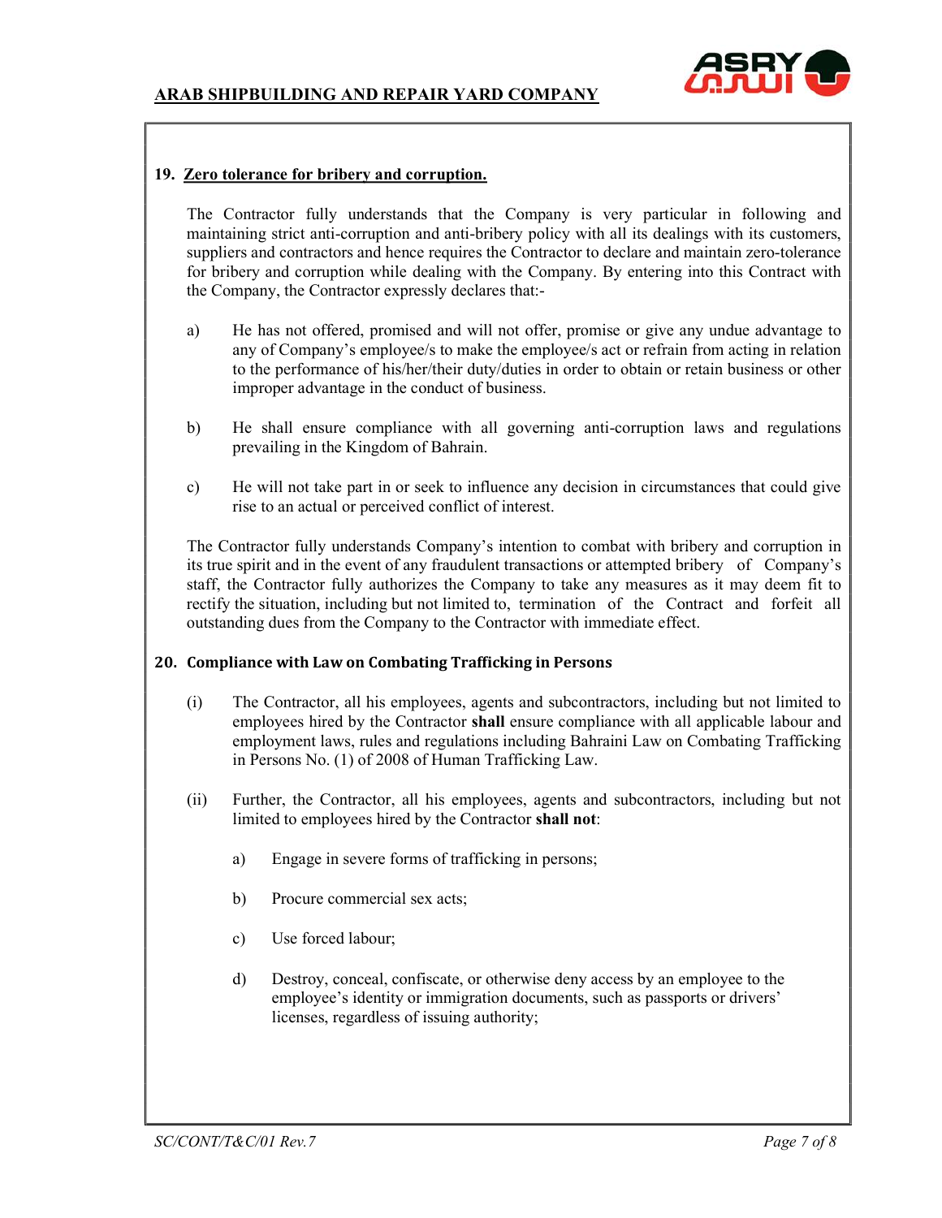## 19. Zero tolerance for bribery and corruption.

The Contractor fully understands that the Company is very particular in following and maintaining strict anti-corruption and anti-bribery policy with all its dealings with its customers, suppliers and contractors and hence requires the Contractor to declare and maintain zero-tolerance for bribery and corruption while dealing with the Company. By entering into this Contract with the Company, the Contractor expressly declares that:-

a) He has not offered, promised and will not offer, promise or give any undue advantage to any of Company's employee/s to make the employee/s act or refrain from acting in relation to the performance of his/her/their duty/duties in order to obtain or retain business or other improper advantage in the conduct of business.

b) He shall ensure compliance with all governing anti-corruption laws and regulations prevailing in the Kingdom of Bahrain.

c) He will not take part in or seek to influence any decision in circumstances that could give rise to an actual or perceived conflict of interest.

The Contractor fully understands Company's intention to combat with bribery and corruption in its true spirit and in the event of any fraudulent transactions or attempted bribery of Company's staff, the Contractor fully authorizes the Company to take any measures as it may deem fit to rectify the situation, including but not limited to, termination of the Contract and forfeit all outstanding dues from the Company to the Contractor with immediate effect.

## 20. Compliance with Law on Combating Trafficking in Persons

(i) The Contractor, all his employees, agents and subcontractors, including but not limited to employees hired by the Contractor **shall** ensure compliance with all applicable labour and employment laws, rules and regulations including Bahraini Law on Combating Trafficking in Persons No. (1) of 2008 of Human Trafficking Law.

(ii) Further, the Contractor, all his employees, agents and subcontractors, including but not limited to employees hired by the Contractor **shall not**:

   a) Engage in severe forms of trafficking in persons;

   b) Procure commercial sex acts;

   c) Use forced labour;

   d) Destroy, conceal, confiscate, or otherwise deny access by an employee to the employee's identity or immigration documents, such as passports or drivers' licenses, regardless of issuing authority;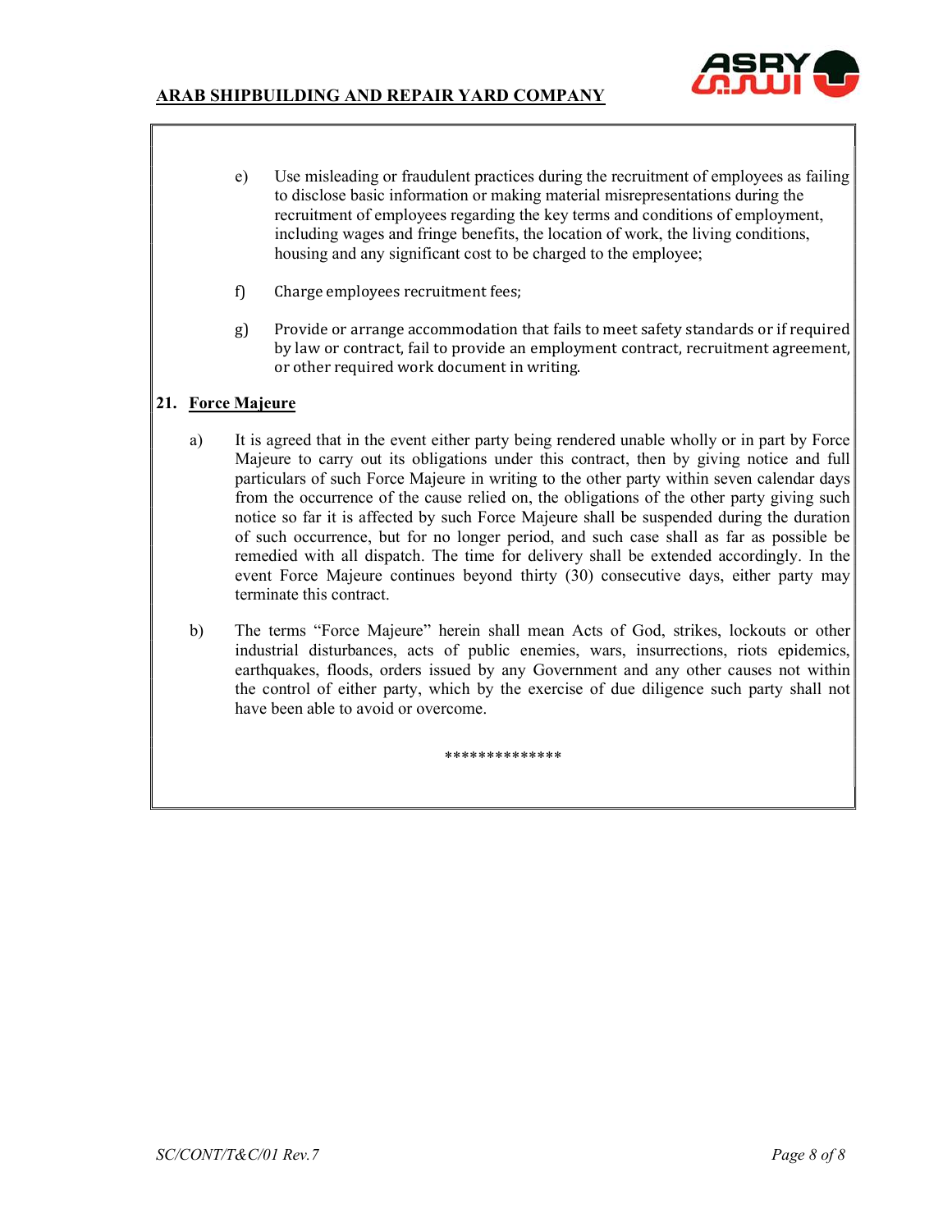e) Use misleading or fraudulent practices during the recruitment of employees as failing to disclose basic information or making material misrepresentations during the recruitment of employees regarding the key terms and conditions of employment, including wages and fringe benefits, the location of work, the living conditions, housing and any significant cost to be charged to the employee;

f) Charge employees recruitment fees;

g) Provide or arrange accommodation that fails to meet safety standards or if required by law or contract, fail to provide an employment contract, recruitment agreement, or other required work document in writing.

## 21. Force Majeure

a) It is agreed that in the event either party being rendered unable wholly or in part by Force Majeure to carry out its obligations under this contract, then by giving notice and full particulars of such Force Majeure in writing to the other party within seven calendar days from the occurrence of the cause relied on, the obligations of the other party giving such notice so far it is affected by such Force Majeure shall be suspended during the duration of such occurrence, but for no longer period, and such case shall as far as possible be remedied with all dispatch. The time for delivery shall be extended accordingly. In the event Force Majeure continues beyond thirty (30) consecutive days, either party may terminate this contract.

b) The terms “Force Majeure” herein shall mean Acts of God, strikes, lockouts or other industrial disturbances, acts of public enemies, wars, insurrections, riots epidemics, earthquakes, floods, orders issued by any Government and any other causes not within the control of either party, which by the exercise of due diligence such party shall not have been able to avoid or overcome.

**************